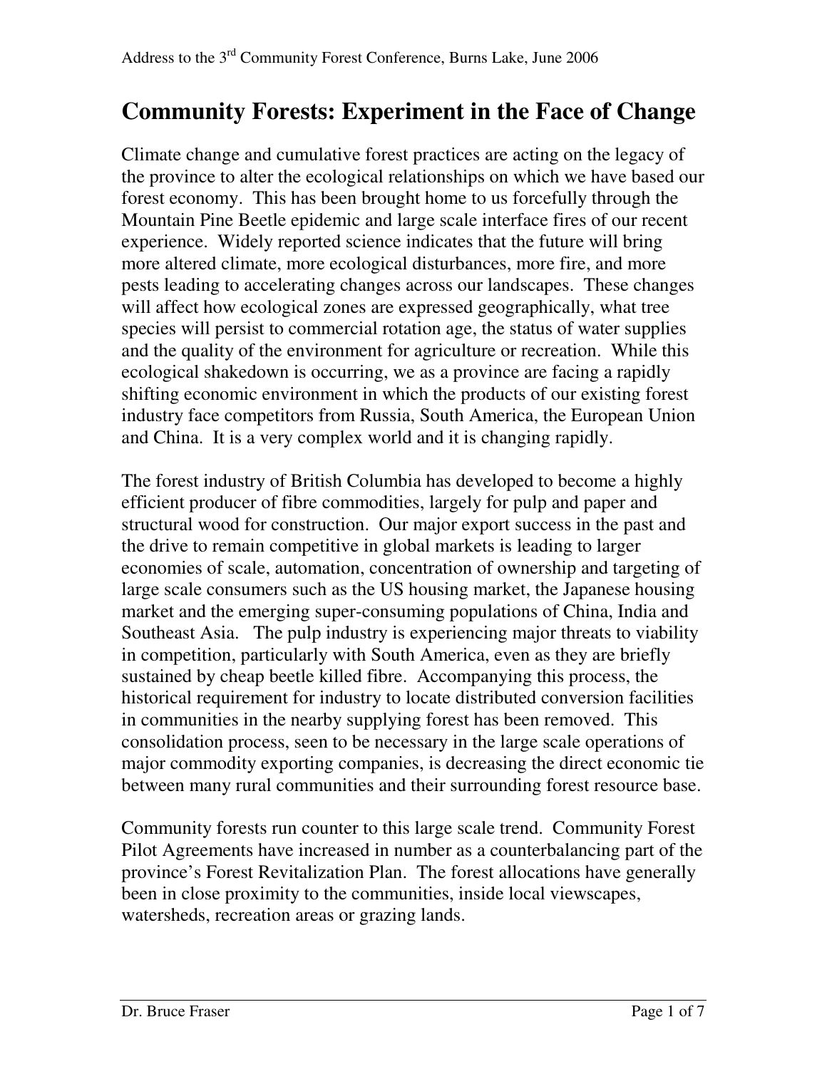# Community Forests: Experiment in the Face of Change

Climate change and cumulative forest practices are acting on the legacy of the province to alter the ecological relationships on which we have based our forest economy. This has been brought home to us forcefully through the Mountain Pine Beetle epidemic and large scale interface fires of our recent experience. Widely reported science indicates that the future will bring more altered climate, more ecological disturbances, more fire, and more pests leading to accelerating changes across our landscapes. These changes will affect how ecological zones are expressed geographically, what tree species will persist to commercial rotation age, the status of water supplies and the quality of the environment for agriculture or recreation. While this ecological shakedown is occurring, we as a province are facing a rapidly shifting economic environment in which the products of our existing forest industry face competitors from Russia, South America, the European Union and China. It is a very complex world and it is changing rapidly.

The forest industry of British Columbia has developed to become a highly efficient producer of fibre commodities, largely for pulp and paper and structural wood for construction. Our major export success in the past and the drive to remain competitive in global markets is leading to larger economies of scale, automation, concentration of ownership and targeting of large scale consumers such as the US housing market, the Japanese housing market and the emerging super-consuming populations of China, India and Southeast Asia. The pulp industry is experiencing major threats to viability in competition, particularly with South America, even as they are briefly sustained by cheap beetle killed fibre. Accompanying this process, the historical requirement for industry to locate distributed conversion facilities in communities in the nearby supplying forest has been removed. This consolidation process, seen to be necessary in the large scale operations of major commodity exporting companies, is decreasing the direct economic tie between many rural communities and their surrounding forest resource base.

Community forests run counter to this large scale trend. Community Forest Pilot Agreements have increased in number as a counterbalancing part of the province's Forest Revitalization Plan. The forest allocations have generally been in close proximity to the communities, inside local viewscapes, watersheds, recreation areas or grazing lands.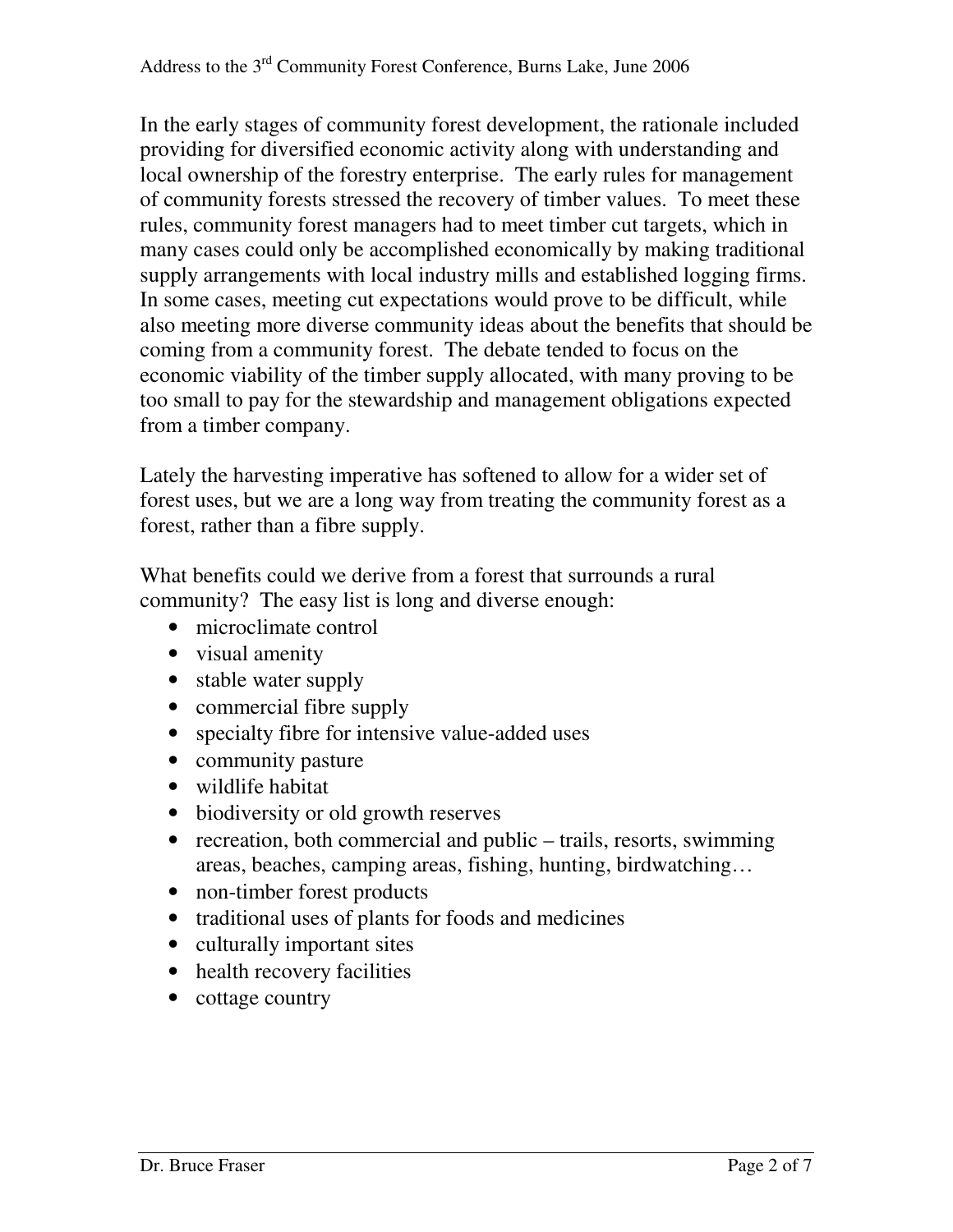In the early stages of community forest development, the rationale included providing for diversified economic activity along with understanding and local ownership of the forestry enterprise. The early rules for management of community forests stressed the recovery of timber values. To meet these rules, community forest managers had to meet timber cut targets, which in many cases could only be accomplished economically by making traditional supply arrangements with local industry mills and established logging firms. In some cases, meeting cut expectations would prove to be difficult, while also meeting more diverse community ideas about the benefits that should be coming from a community forest. The debate tended to focus on the economic viability of the timber supply allocated, with many proving to be too small to pay for the stewardship and management obligations expected from a timber company.

Lately the harvesting imperative has softened to allow for a wider set of forest uses, but we are a long way from treating the community forest as a forest, rather than a fibre supply.

What benefits could we derive from a forest that surrounds a rural community? The easy list is long and diverse enough:

- microclimate control
- visual amenity
- stable water supply
- commercial fibre supply
- specialty fibre for intensive value-added uses
- community pasture
- wildlife habitat
- biodiversity or old growth reserves
- recreation, both commercial and public – trails, resorts, swimming areas, beaches, camping areas, fishing, hunting, birdwatching…
- non-timber forest products
- traditional uses of plants for foods and medicines
- culturally important sites
- health recovery facilities
- cottage country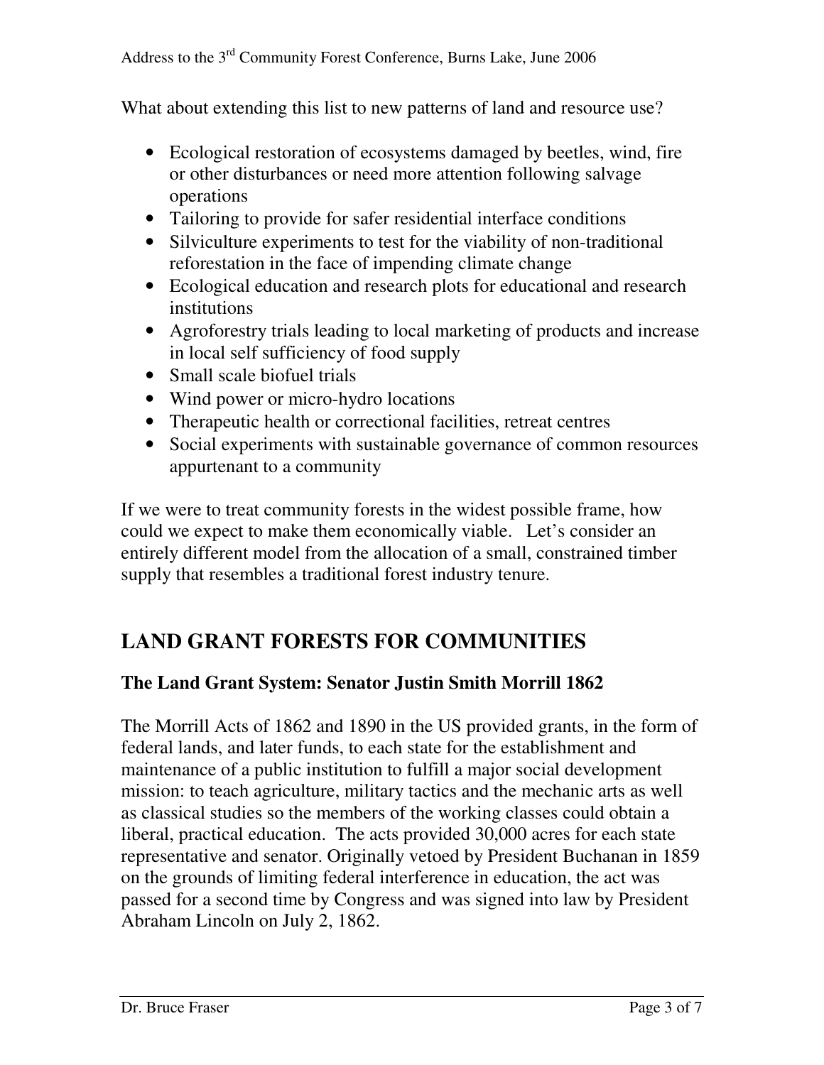What about extending this list to new patterns of land and resource use?

- Ecological restoration of ecosystems damaged by beetles, wind, fire or other disturbances or need more attention following salvage operations
- Tailoring to provide for safer residential interface conditions
- Silviculture experiments to test for the viability of non-traditional reforestation in the face of impending climate change
- Ecological education and research plots for educational and research institutions
- Agroforestry trials leading to local marketing of products and increase in local self sufficiency of food supply
- Small scale biofuel trials
- Wind power or micro-hydro locations
- Therapeutic health or correctional facilities, retreat centres
- Social experiments with sustainable governance of common resources appurtenant to a community

If we were to treat community forests in the widest possible frame, how could we expect to make them economically viable. Let's consider an entirely different model from the allocation of a small, constrained timber supply that resembles a traditional forest industry tenure.

## LAND GRANT FORESTS FOR COMMUNITIES

### The Land Grant System: Senator Justin Smith Morrill 1862

The Morrill Acts of 1862 and 1890 in the US provided grants, in the form of federal lands, and later funds, to each state for the establishment and maintenance of a public institution to fulfill a major social development mission: to teach agriculture, military tactics and the mechanic arts as well as classical studies so the members of the working classes could obtain a liberal, practical education. The acts provided 30,000 acres for each state representative and senator. Originally vetoed by President Buchanan in 1859 on the grounds of limiting federal interference in education, the act was passed for a second time by Congress and was signed into law by President Abraham Lincoln on July 2, 1862.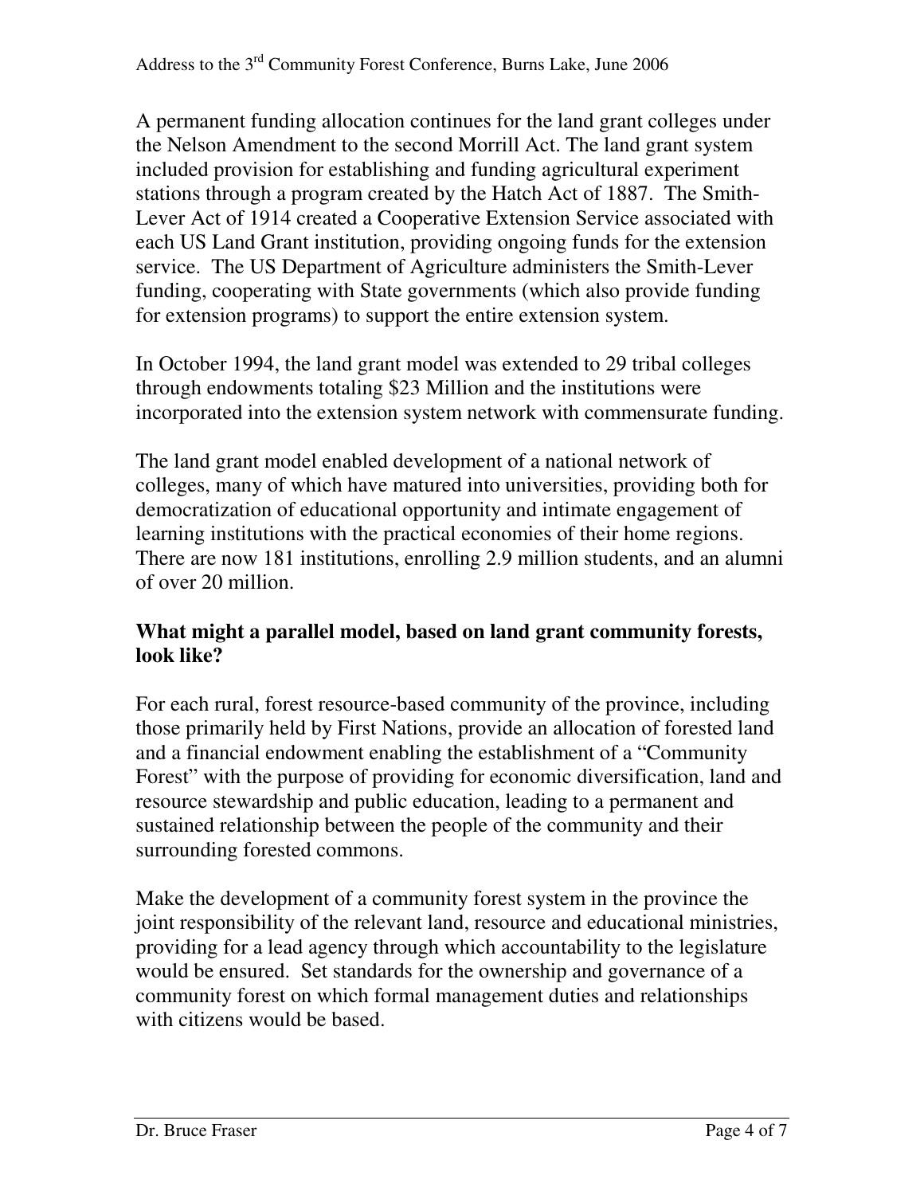A permanent funding allocation continues for the land grant colleges under the Nelson Amendment to the second Morrill Act. The land grant system included provision for establishing and funding agricultural experiment stations through a program created by the Hatch Act of 1887. The Smith-Lever Act of 1914 created a Cooperative Extension Service associated with each US Land Grant institution, providing ongoing funds for the extension service. The US Department of Agriculture administers the Smith-Lever funding, cooperating with State governments (which also provide funding for extension programs) to support the entire extension system.

In October 1994, the land grant model was extended to 29 tribal colleges through endowments totaling $23 Million and the institutions were incorporated into the extension system network with commensurate funding.

The land grant model enabled development of a national network of colleges, many of which have matured into universities, providing both for democratization of educational opportunity and intimate engagement of learning institutions with the practical economies of their home regions. There are now 181 institutions, enrolling 2.9 million students, and an alumni of over 20 million.

**What might a parallel model, based on land grant community forests, look like?**

For each rural, forest resource-based community of the province, including those primarily held by First Nations, provide an allocation of forested land and a financial endowment enabling the establishment of a "Community Forest" with the purpose of providing for economic diversification, land and resource stewardship and public education, leading to a permanent and sustained relationship between the people of the community and their surrounding forested commons.

Make the development of a community forest system in the province the joint responsibility of the relevant land, resource and educational ministries, providing for a lead agency through which accountability to the legislature would be ensured. Set standards for the ownership and governance of a community forest on which formal management duties and relationships with citizens would be based.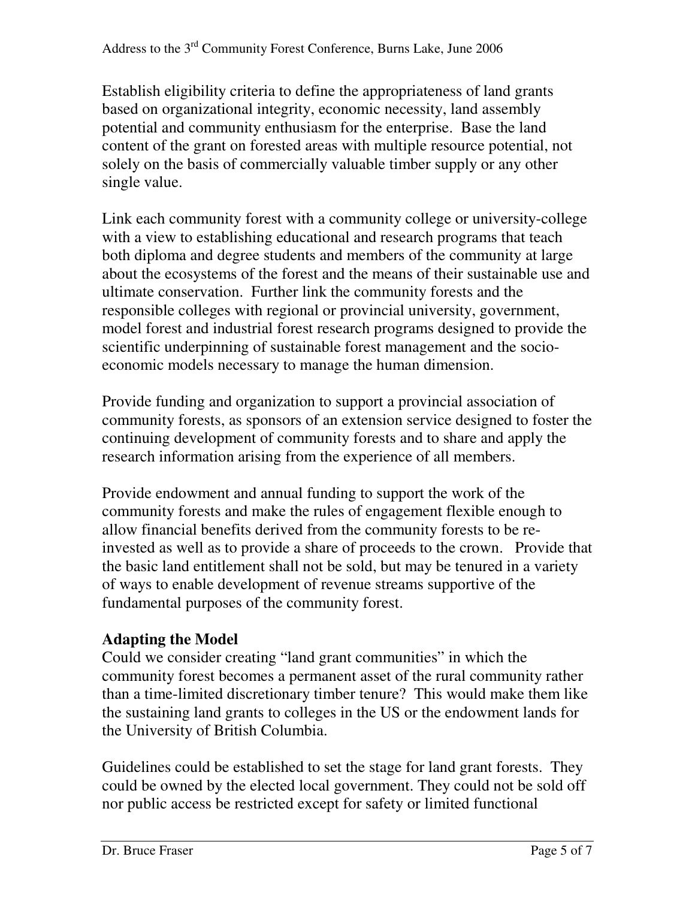Establish eligibility criteria to define the appropriateness of land grants based on organizational integrity, economic necessity, land assembly potential and community enthusiasm for the enterprise. Base the land content of the grant on forested areas with multiple resource potential, not solely on the basis of commercially valuable timber supply or any other single value.

Link each community forest with a community college or university-college with a view to establishing educational and research programs that teach both diploma and degree students and members of the community at large about the ecosystems of the forest and the means of their sustainable use and ultimate conservation. Further link the community forests and the responsible colleges with regional or provincial university, government, model forest and industrial forest research programs designed to provide the scientific underpinning of sustainable forest management and the socio-economic models necessary to manage the human dimension.

Provide funding and organization to support a provincial association of community forests, as sponsors of an extension service designed to foster the continuing development of community forests and to share and apply the research information arising from the experience of all members.

Provide endowment and annual funding to support the work of the community forests and make the rules of engagement flexible enough to allow financial benefits derived from the community forests to be re-invested as well as to provide a share of proceeds to the crown. Provide that the basic land entitlement shall not be sold, but may be tenured in a variety of ways to enable development of revenue streams supportive of the fundamental purposes of the community forest.

## Adapting the Model

Could we consider creating "land grant communities" in which the community forest becomes a permanent asset of the rural community rather than a time-limited discretionary timber tenure? This would make them like the sustaining land grants to colleges in the US or the endowment lands for the University of British Columbia.

Guidelines could be established to set the stage for land grant forests. They could be owned by the elected local government. They could not be sold off nor public access be restricted except for safety or limited functional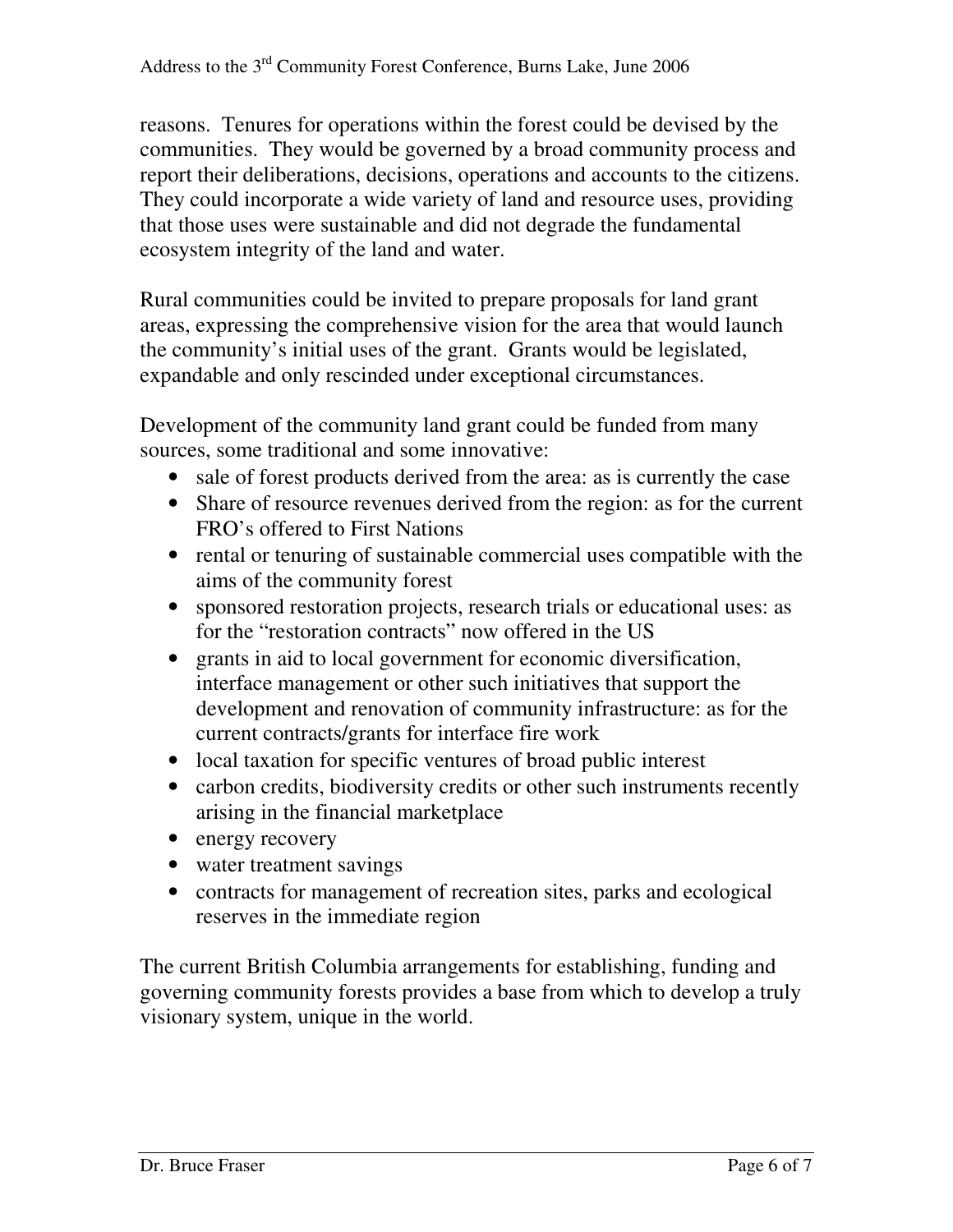reasons. Tenures for operations within the forest could be devised by the communities. They would be governed by a broad community process and report their deliberations, decisions, operations and accounts to the citizens. They could incorporate a wide variety of land and resource uses, providing that those uses were sustainable and did not degrade the fundamental ecosystem integrity of the land and water.

Rural communities could be invited to prepare proposals for land grant areas, expressing the comprehensive vision for the area that would launch the community's initial uses of the grant. Grants would be legislated, expandable and only rescinded under exceptional circumstances.

Development of the community land grant could be funded from many sources, some traditional and some innovative:

- sale of forest products derived from the area: as is currently the case
- Share of resource revenues derived from the region: as for the current FRO's offered to First Nations
- rental or tenuring of sustainable commercial uses compatible with the aims of the community forest
- sponsored restoration projects, research trials or educational uses: as for the "restoration contracts" now offered in the US
- grants in aid to local government for economic diversification, interface management or other such initiatives that support the development and renovation of community infrastructure: as for the current contracts/grants for interface fire work
- local taxation for specific ventures of broad public interest
- carbon credits, biodiversity credits or other such instruments recently arising in the financial marketplace
- energy recovery
- water treatment savings
- contracts for management of recreation sites, parks and ecological reserves in the immediate region

The current British Columbia arrangements for establishing, funding and governing community forests provides a base from which to develop a truly visionary system, unique in the world.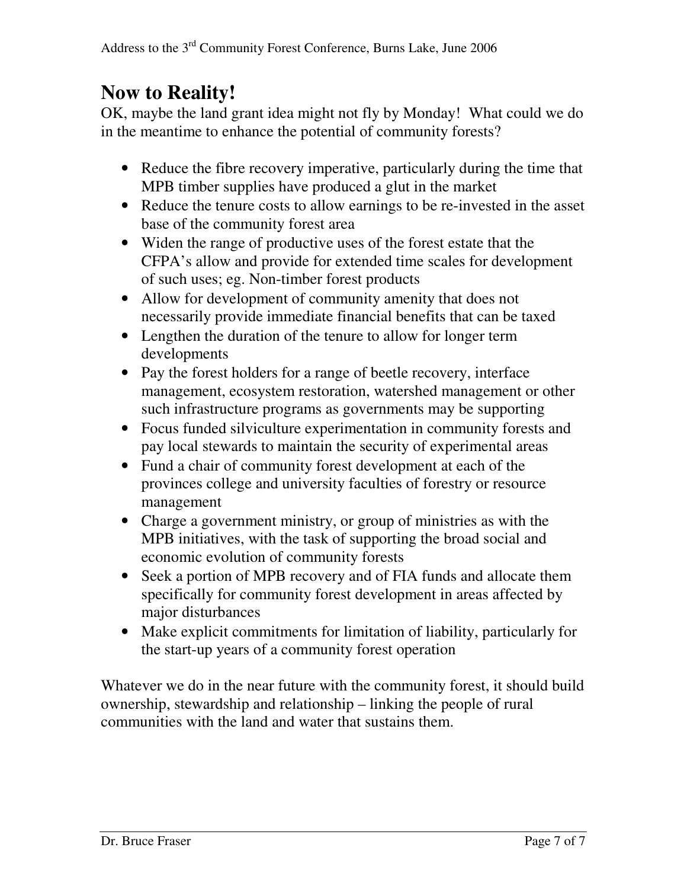## Now to Reality!

OK, maybe the land grant idea might not fly by Monday! What could we do in the meantime to enhance the potential of community forests?

- Reduce the fibre recovery imperative, particularly during the time that MPB timber supplies have produced a glut in the market
- Reduce the tenure costs to allow earnings to be re-invested in the asset base of the community forest area
- Widen the range of productive uses of the forest estate that the CFPA's allow and provide for extended time scales for development of such uses; eg. Non-timber forest products
- Allow for development of community amenity that does not necessarily provide immediate financial benefits that can be taxed
- Lengthen the duration of the tenure to allow for longer term developments
- Pay the forest holders for a range of beetle recovery, interface management, ecosystem restoration, watershed management or other such infrastructure programs as governments may be supporting
- Focus funded silviculture experimentation in community forests and pay local stewards to maintain the security of experimental areas
- Fund a chair of community forest development at each of the provinces college and university faculties of forestry or resource management
- Charge a government ministry, or group of ministries as with the MPB initiatives, with the task of supporting the broad social and economic evolution of community forests
- Seek a portion of MPB recovery and of FIA funds and allocate them specifically for community forest development in areas affected by major disturbances
- Make explicit commitments for limitation of liability, particularly for the start-up years of a community forest operation

Whatever we do in the near future with the community forest, it should build ownership, stewardship and relationship – linking the people of rural communities with the land and water that sustains them.